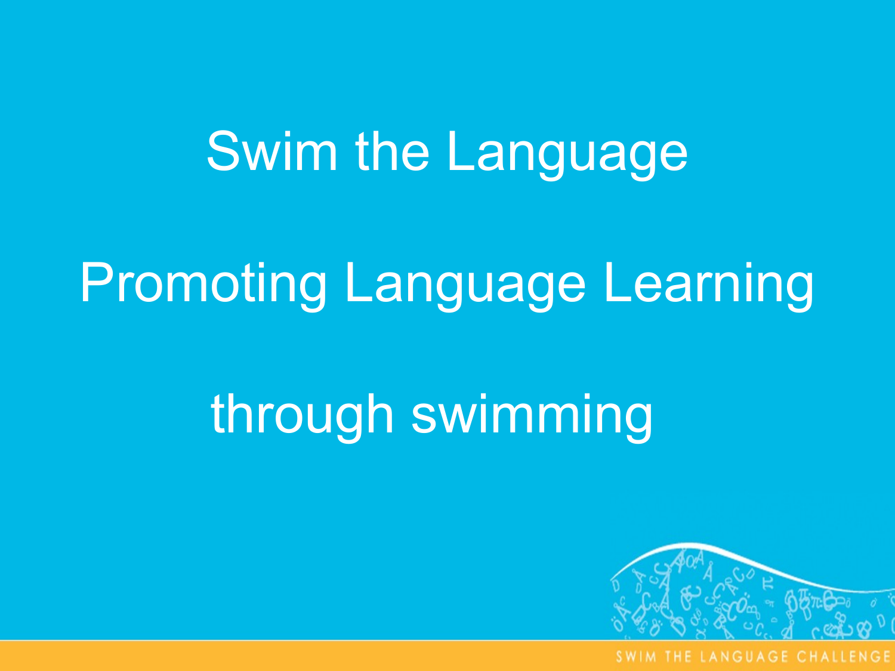# Swim the Language

## Promoting Language Learning

## through swimming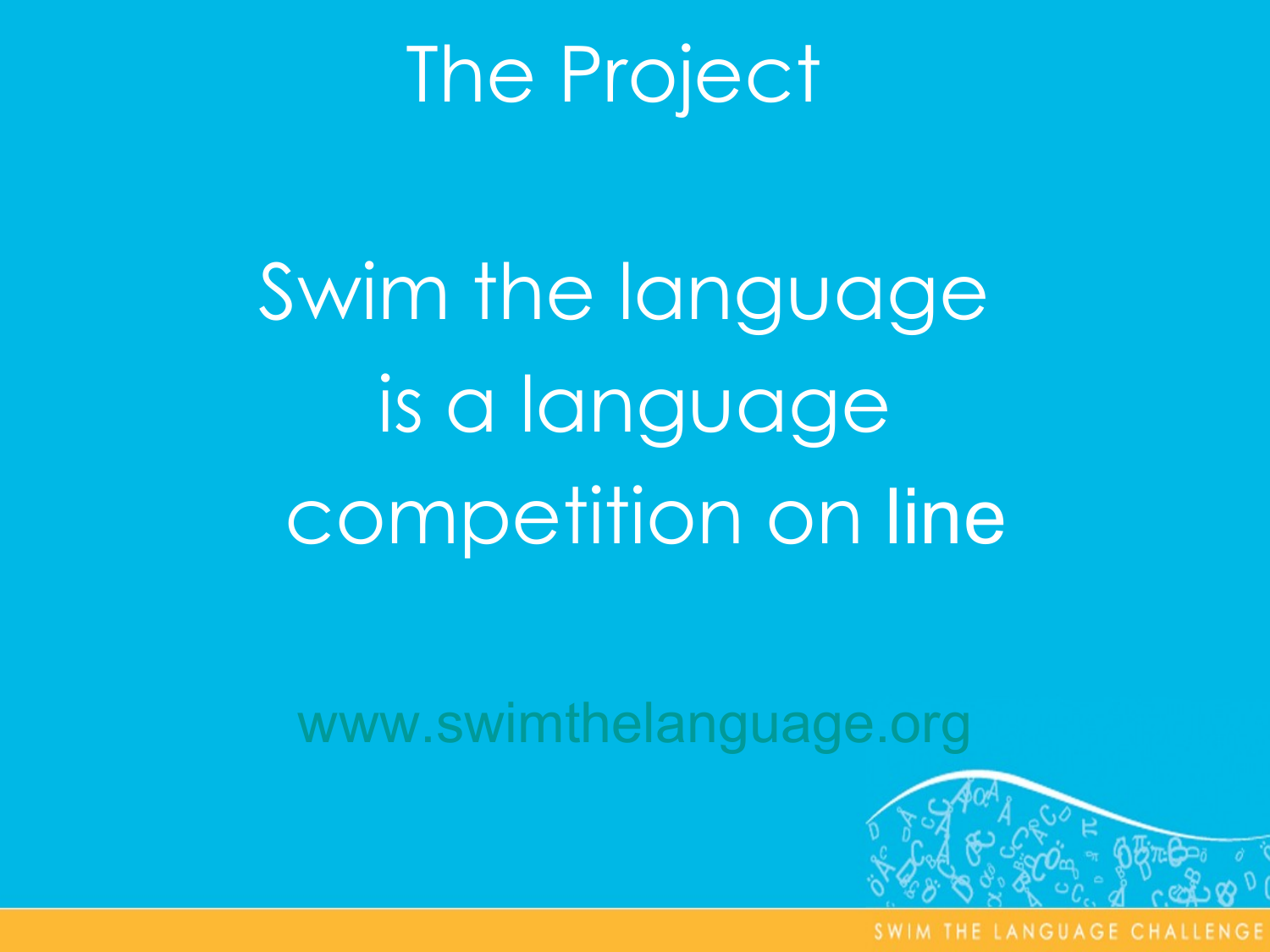# The Project

Swim the language is a language competition on line

www.swimthelanguage.org

SWIM THE LANGUAGE CHALLENGE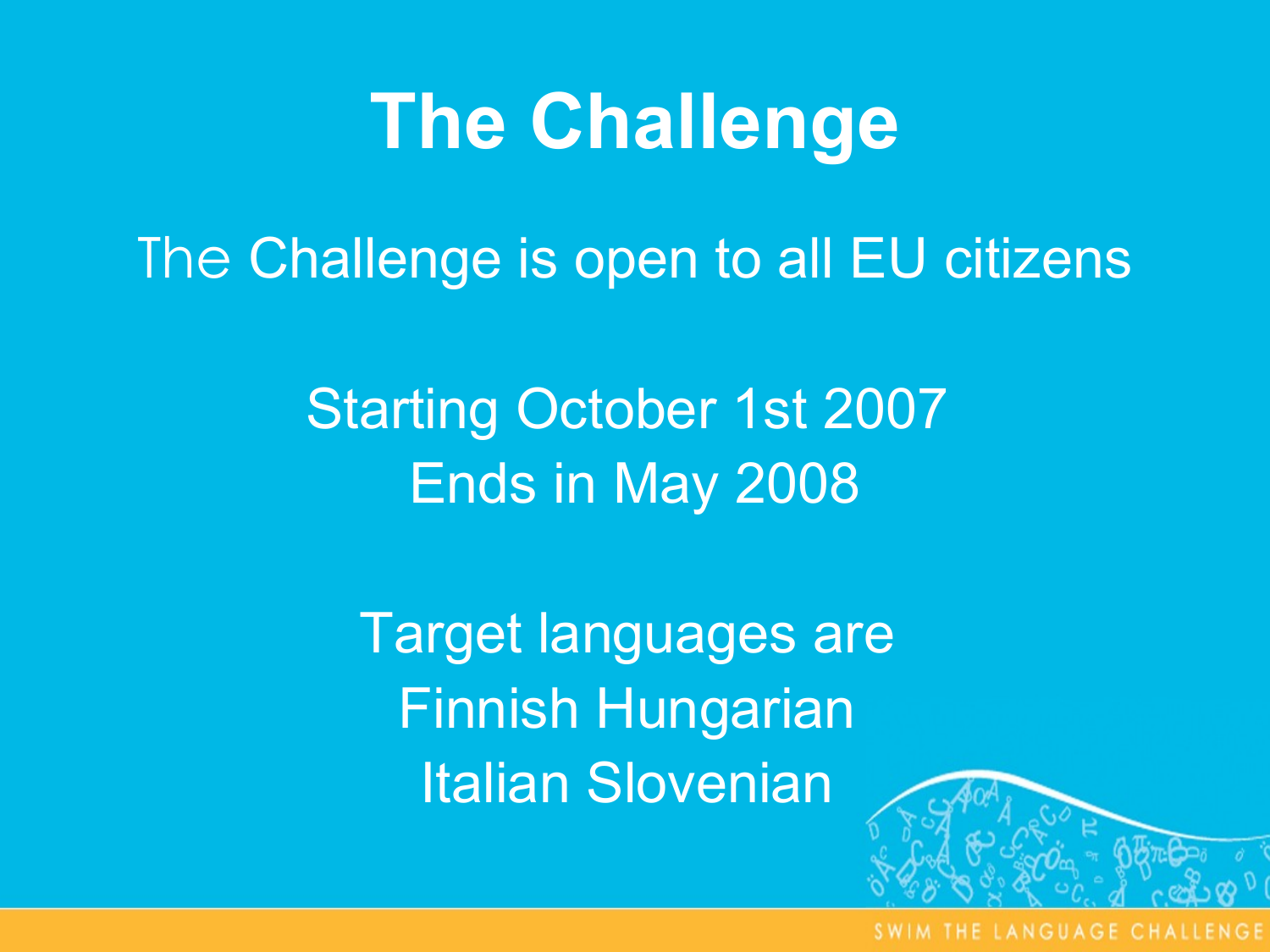# The Challenge

The Challenge is open to all EU citizens

Starting October 1st 2007
Ends in May 2008

Target languages are
Finnish Hungarian
Italian Slovenian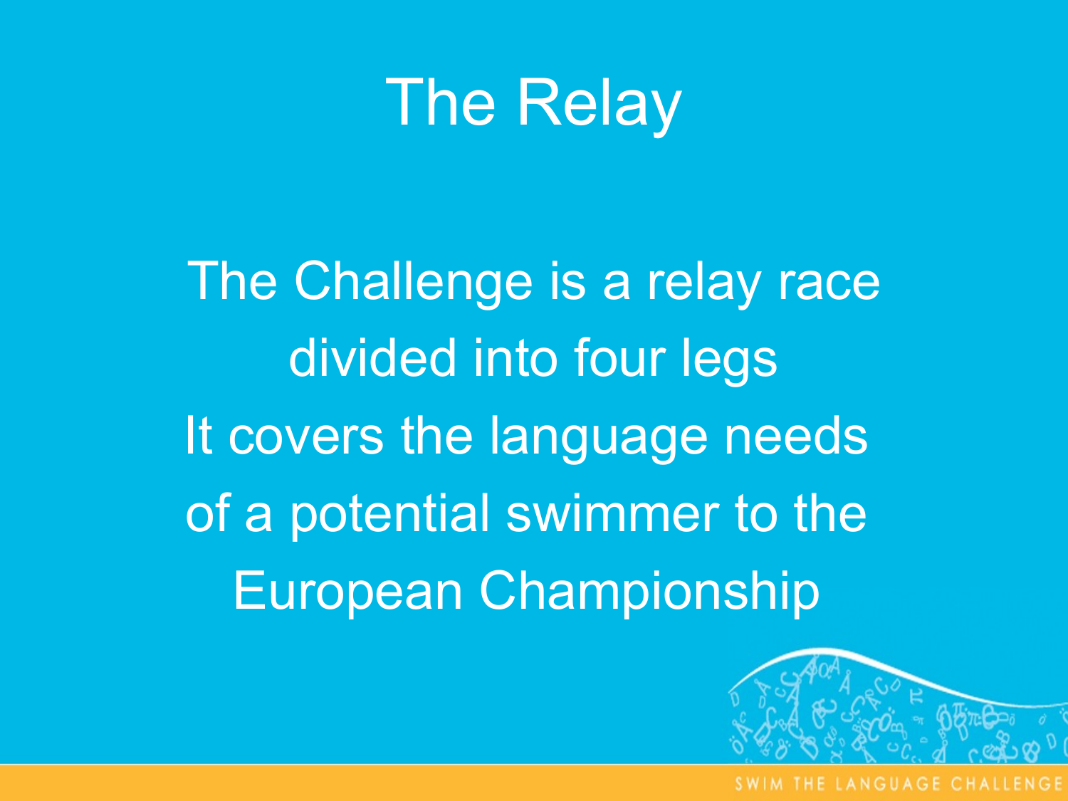# The Relay

The Challenge is a relay race divided into four legs

It covers the language needs of a potential swimmer to the European Championship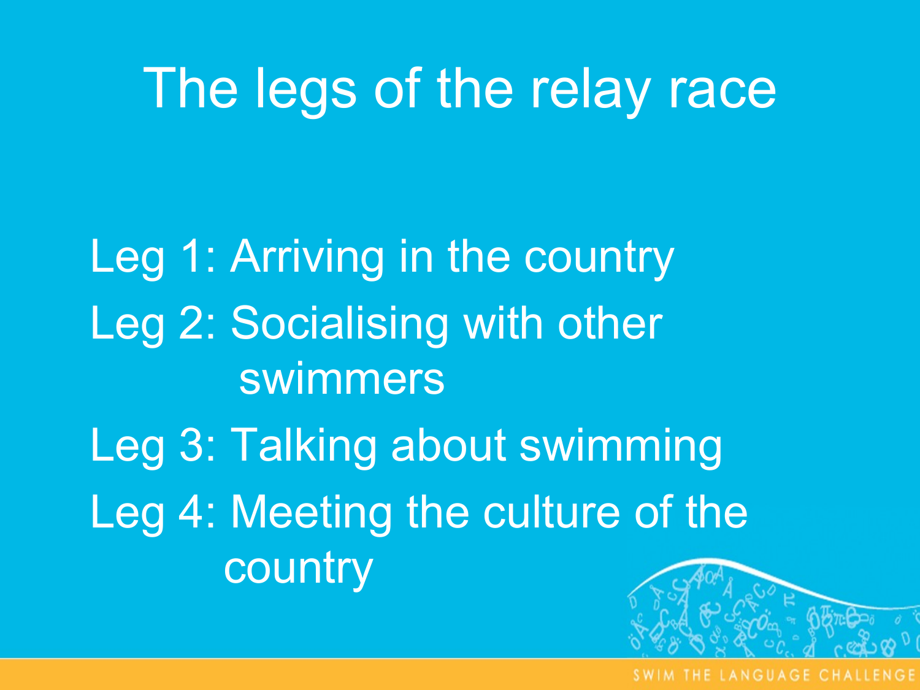# The legs of the relay race

Leg 1: Arriving in the country

Leg 2: Socialising with other swimmers

Leg 3: Talking about swimming

Leg 4: Meeting the culture of the country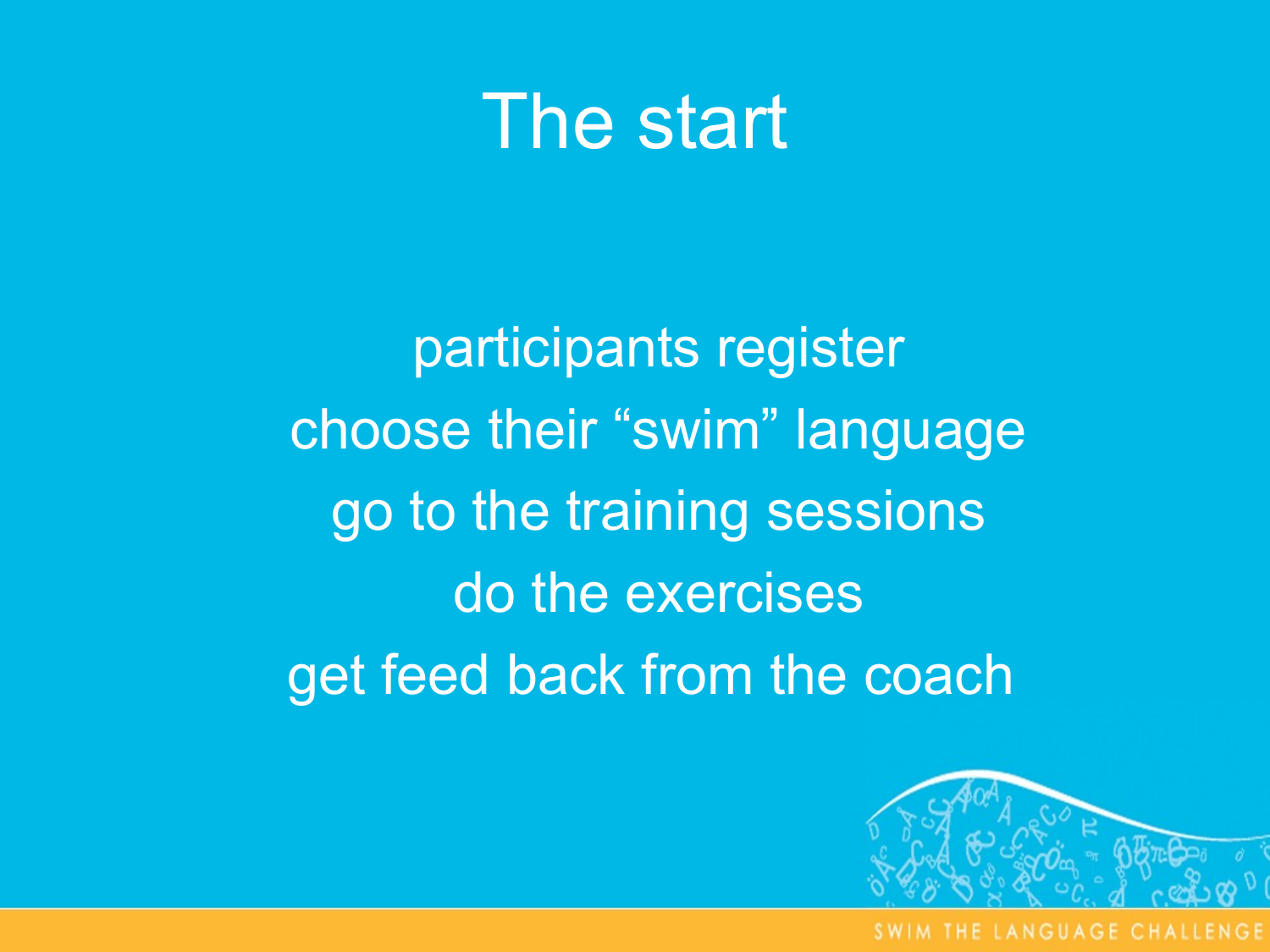# The start

participants register

choose their “swim” language

go to the training sessions

do the exercises

get feed back from the coach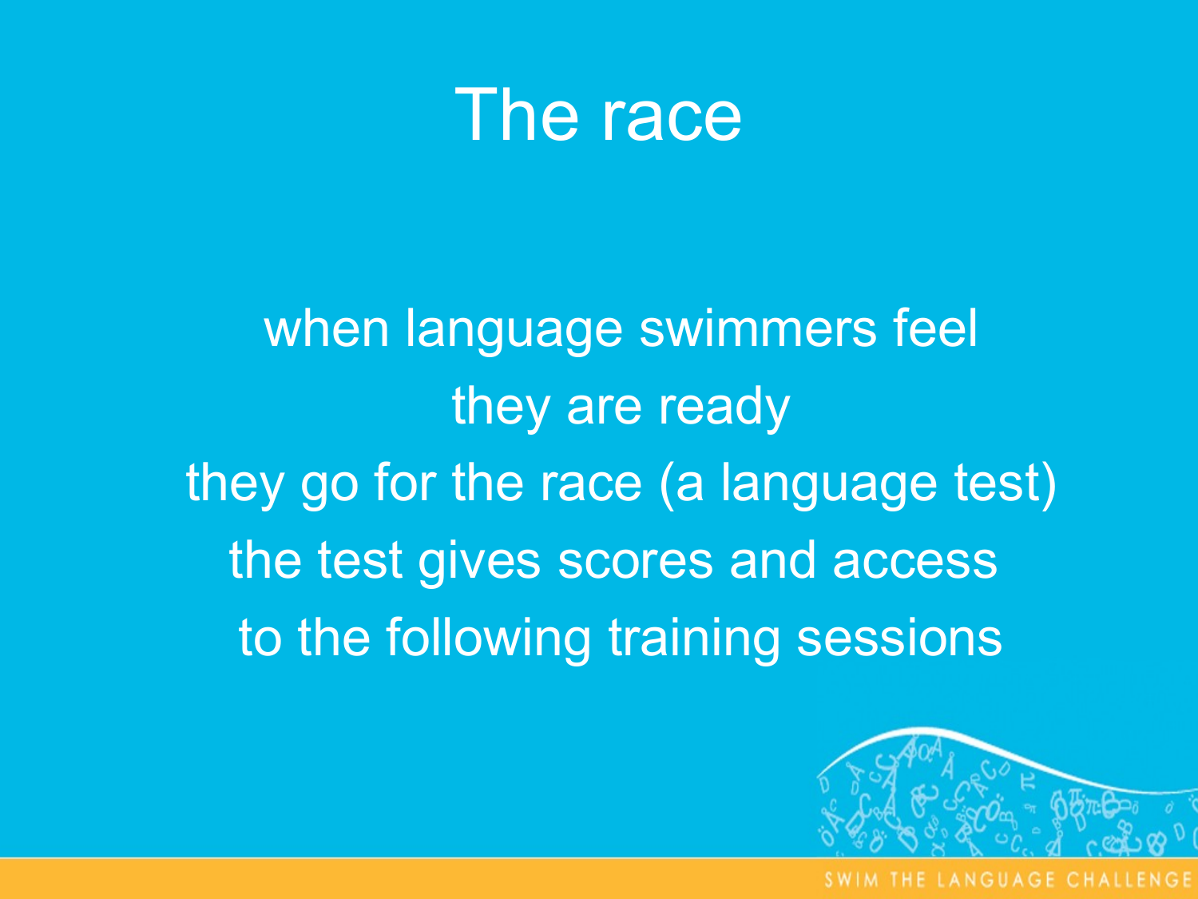# The race

when language swimmers feel
they are ready
they go for the race (a language test)
the test gives scores and access
to the following training sessions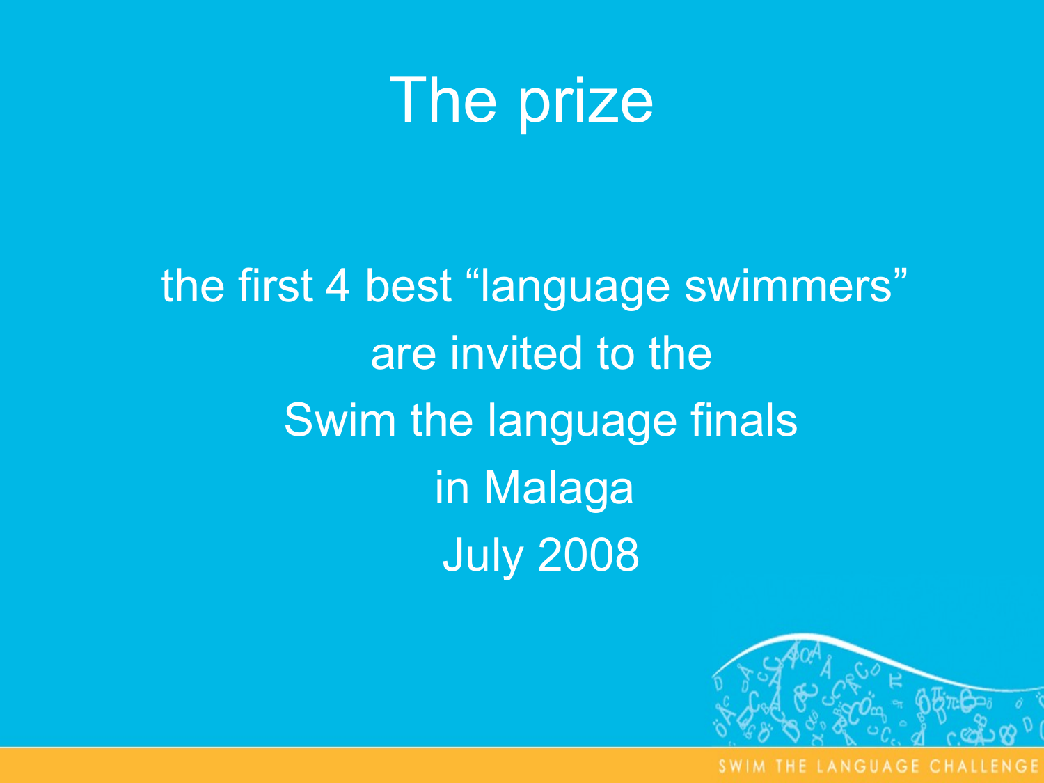# The prize

the first 4 best "language swimmers"
are invited to the
Swim the language finals
in Malaga
July 2008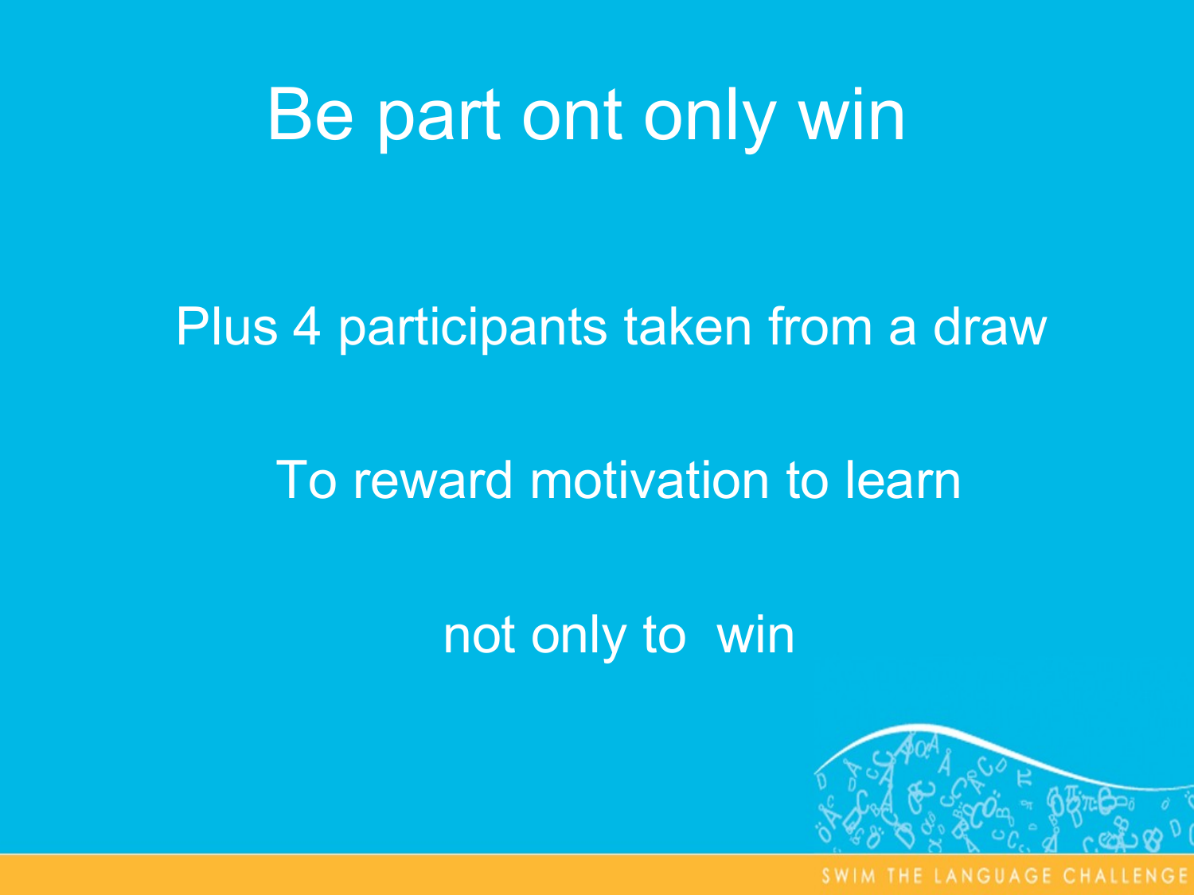# Be part ont only win

Plus 4 participants taken from a draw

To reward motivation to learn

not only to  win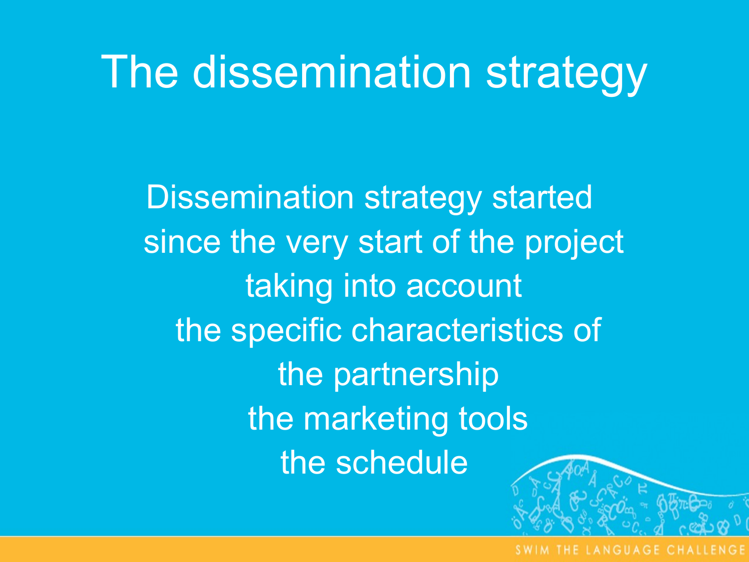# The dissemination strategy

Dissemination strategy started since the very start of the project taking into account

the specific characteristics of

the partnership

the marketing tools

the schedule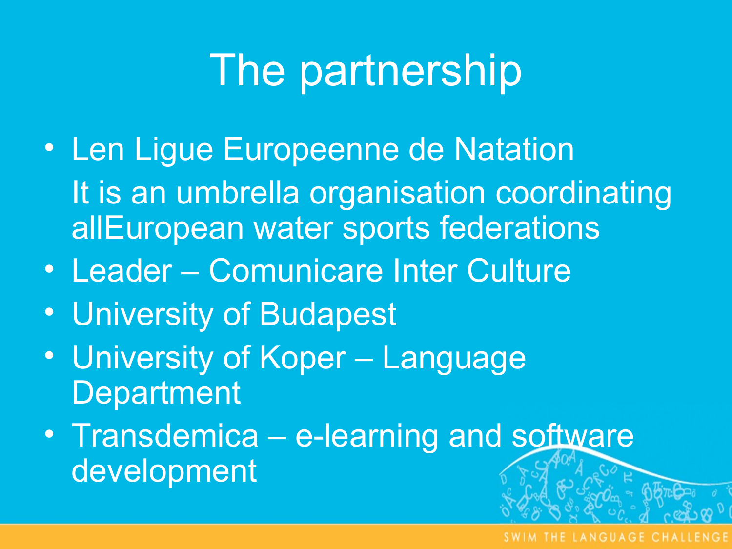# The partnership

- Len Ligue Europeenne de Natation
  It is an umbrella organisation coordinating allEuropean water sports federations
- Leader – Comunicare Inter Culture
- University of Budapest
- University of Koper – Language Department
- Transdemica – e-learning and software development

SWIM THE LANGUAGE CHALLENGE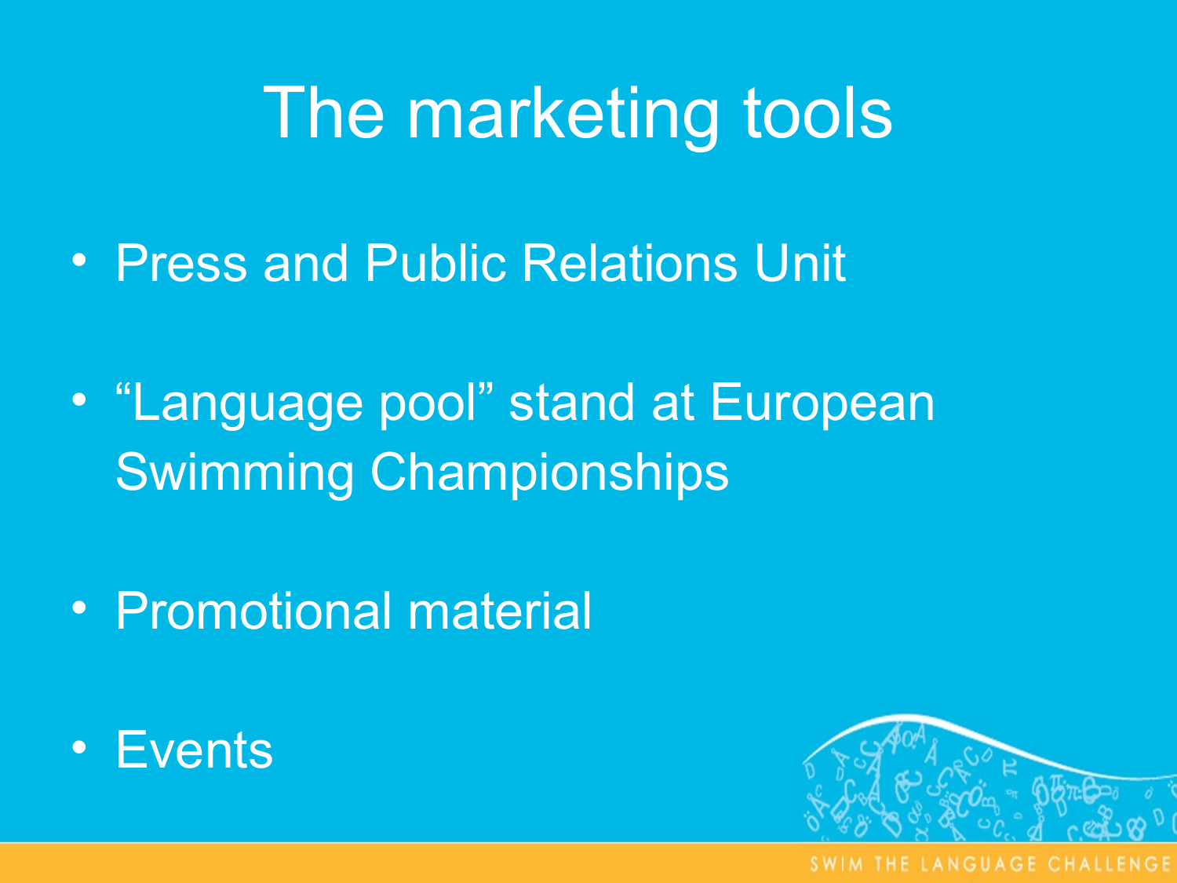# The marketing tools

- Press and Public Relations Unit
- “Language pool” stand at European Swimming Championships
- Promotional material
- Events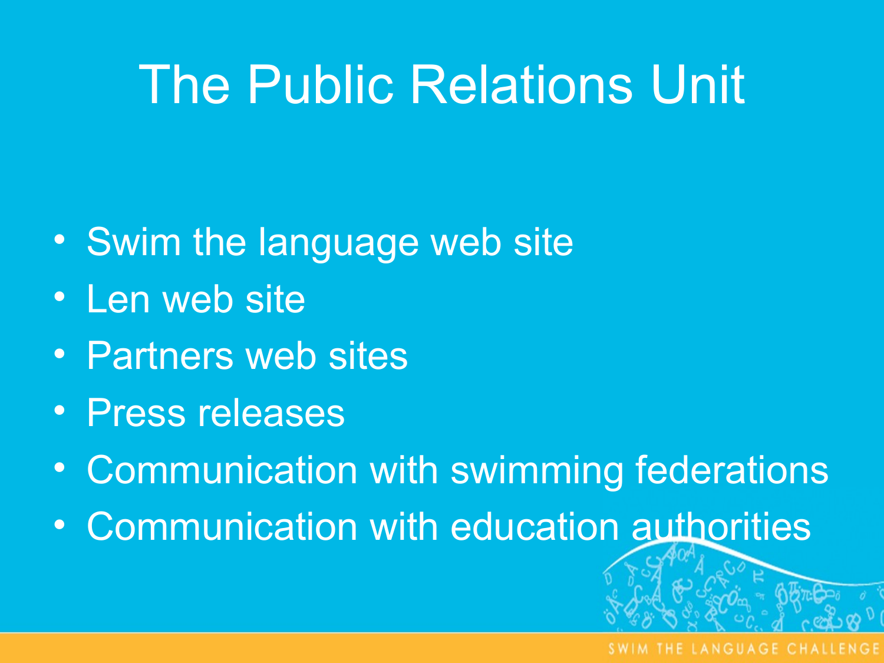# The Public Relations Unit

- Swim the language web site
- Len web site
- Partners web sites
- Press releases
- Communication with swimming federations
- Communication with education authorities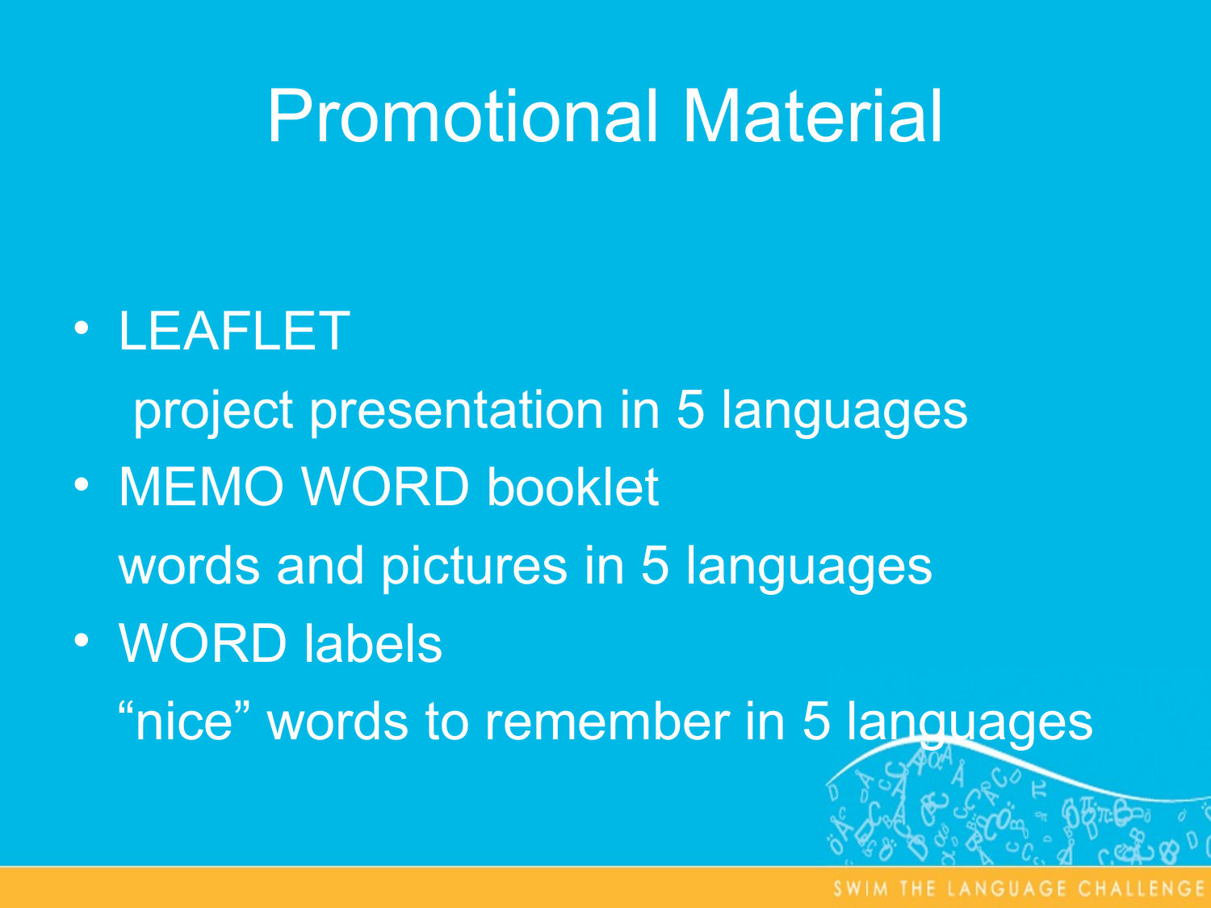# Promotional Material

- LEAFLET

  project presentation in 5 languages

- MEMO WORD booklet

  words and pictures in 5 languages

- WORD labels

  “nice” words to remember in 5 languages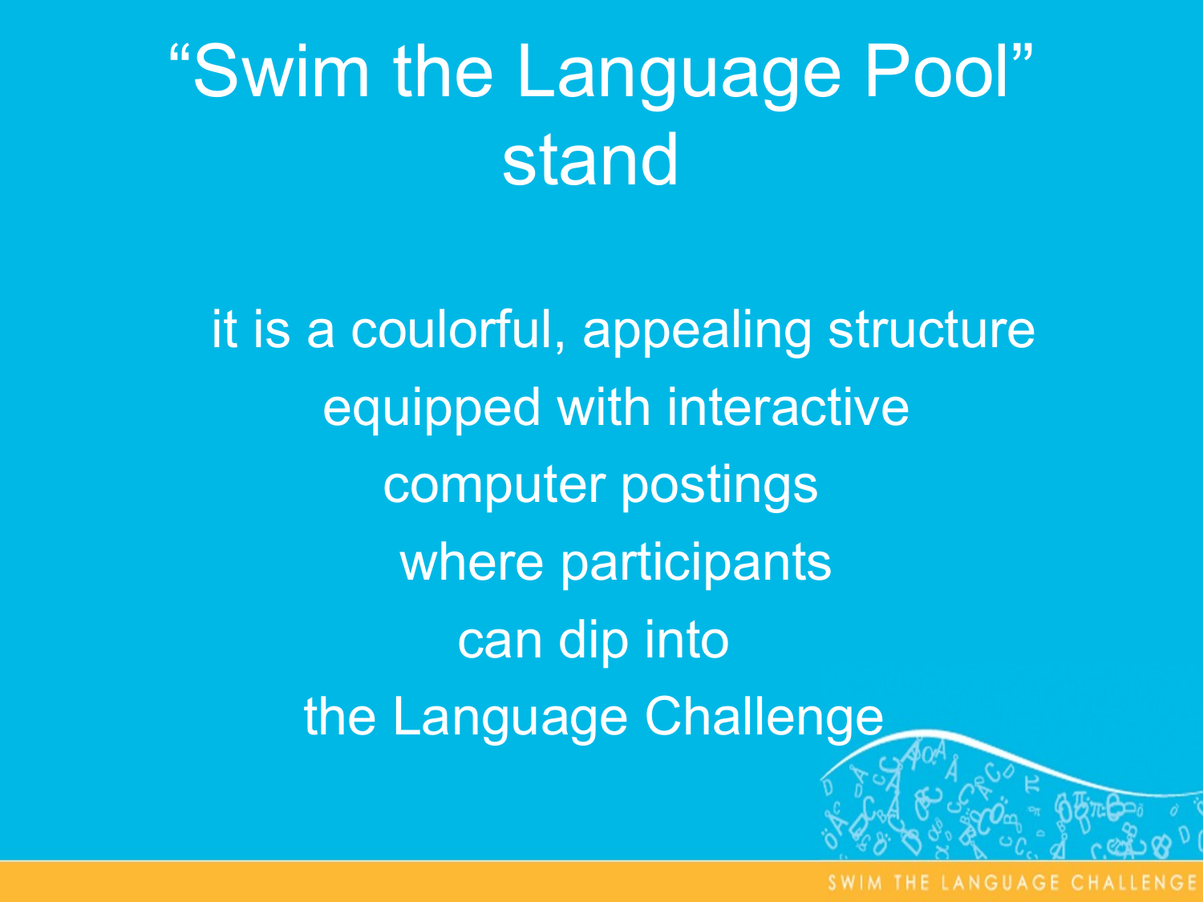# “Swim the Language Pool” stand

it is a coulorful, appealing structure equipped with interactive computer postings where participants can dip into the Language Challenge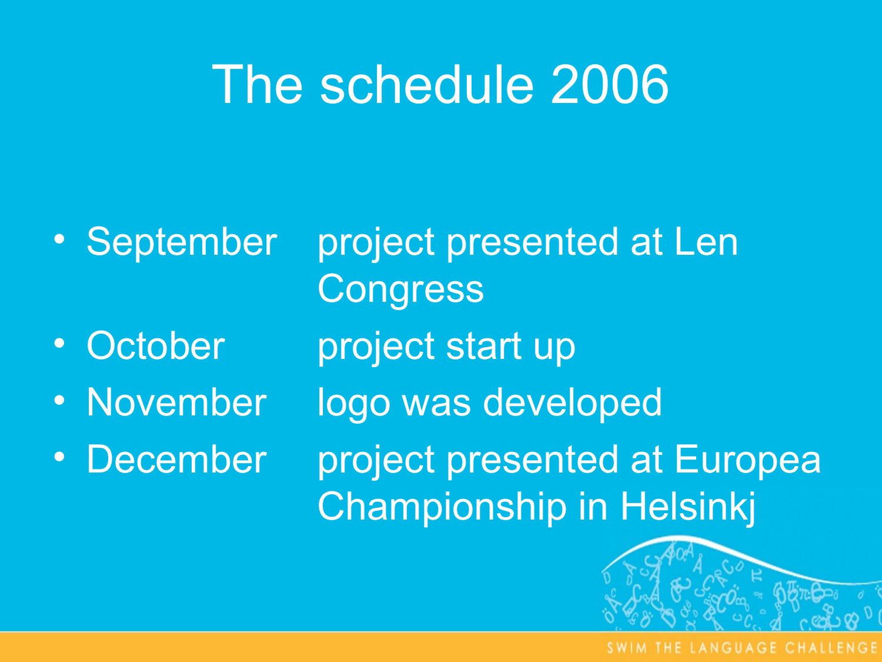# The schedule 2006

- September project presented at Len Congress
- October project start up
- November logo was developed
- December project presented at Europea Championship in Helsinkj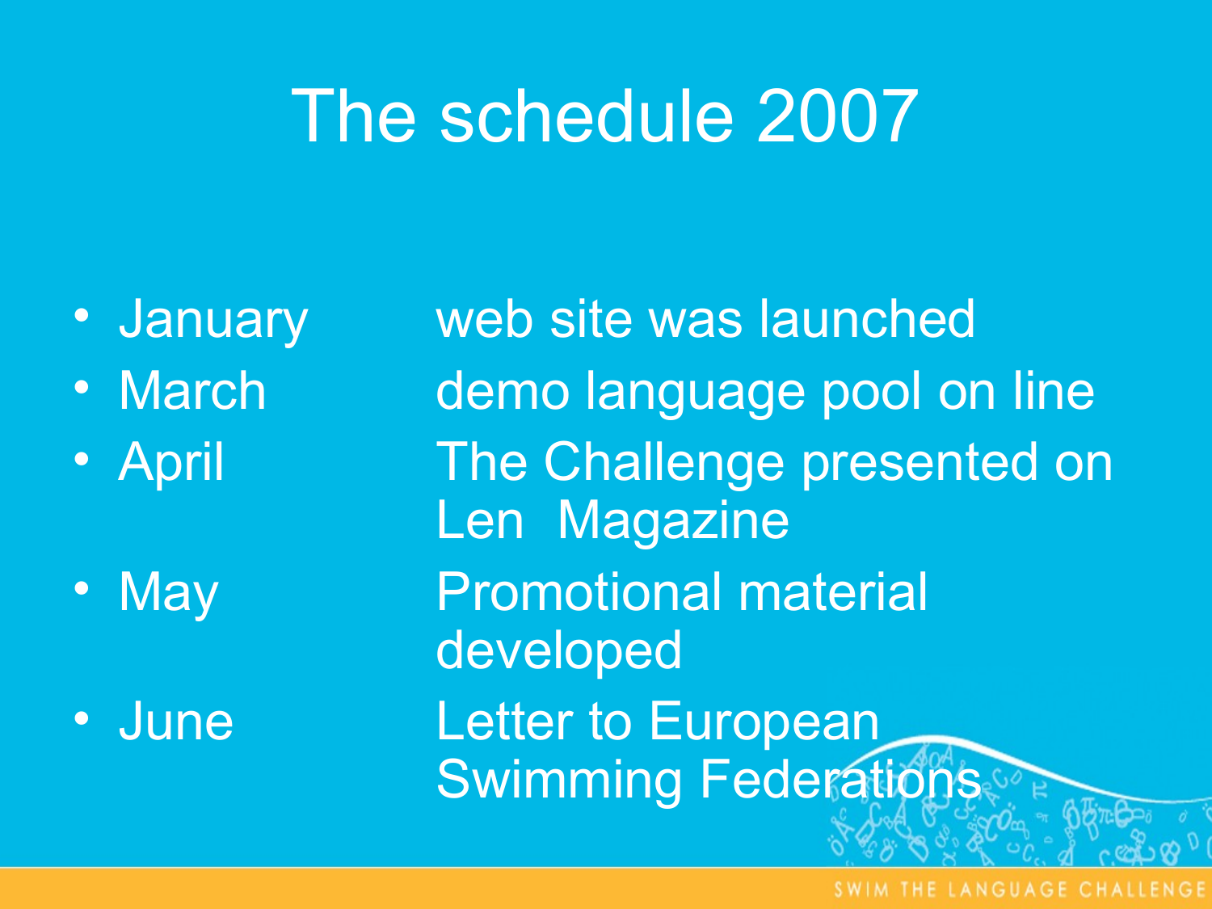# The schedule 2007

- January — web site was launched
- March — demo language pool on line
- April — The Challenge presented on Len Magazine
- May — Promotional material developed
- June — Letter to European Swimming Federations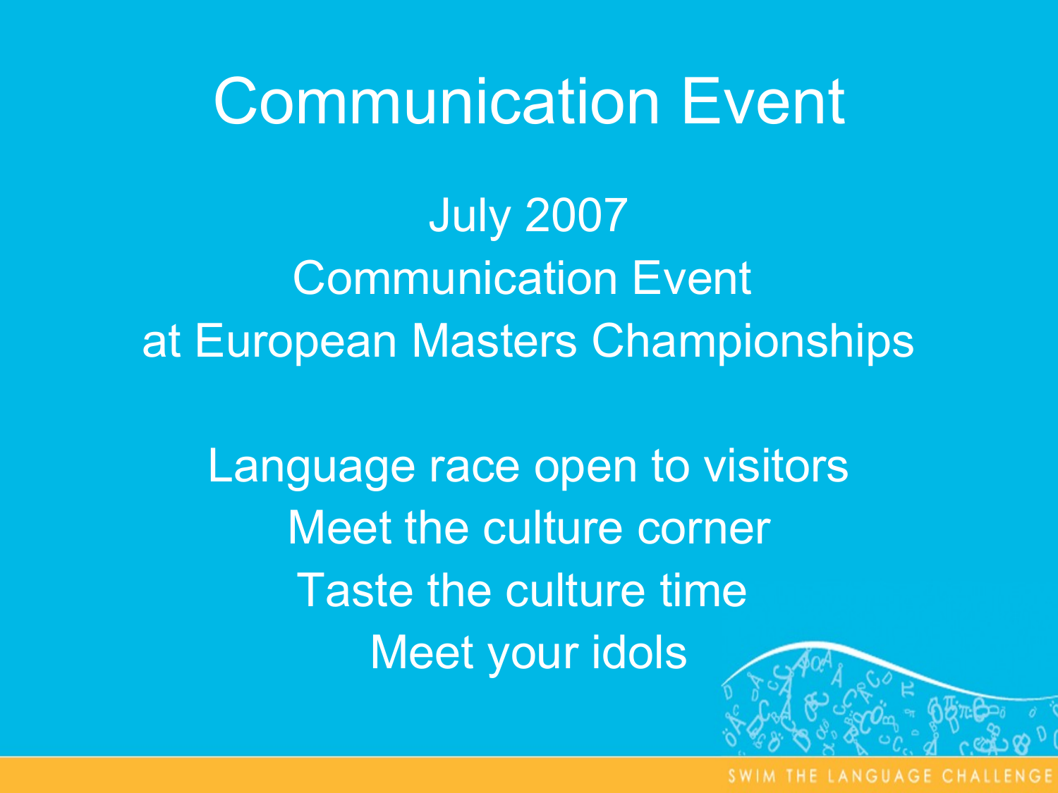# Communication Event

July 2007
Communication Event
at European Masters Championships

Language race open to visitors
Meet the culture corner
Taste the culture time
Meet your idols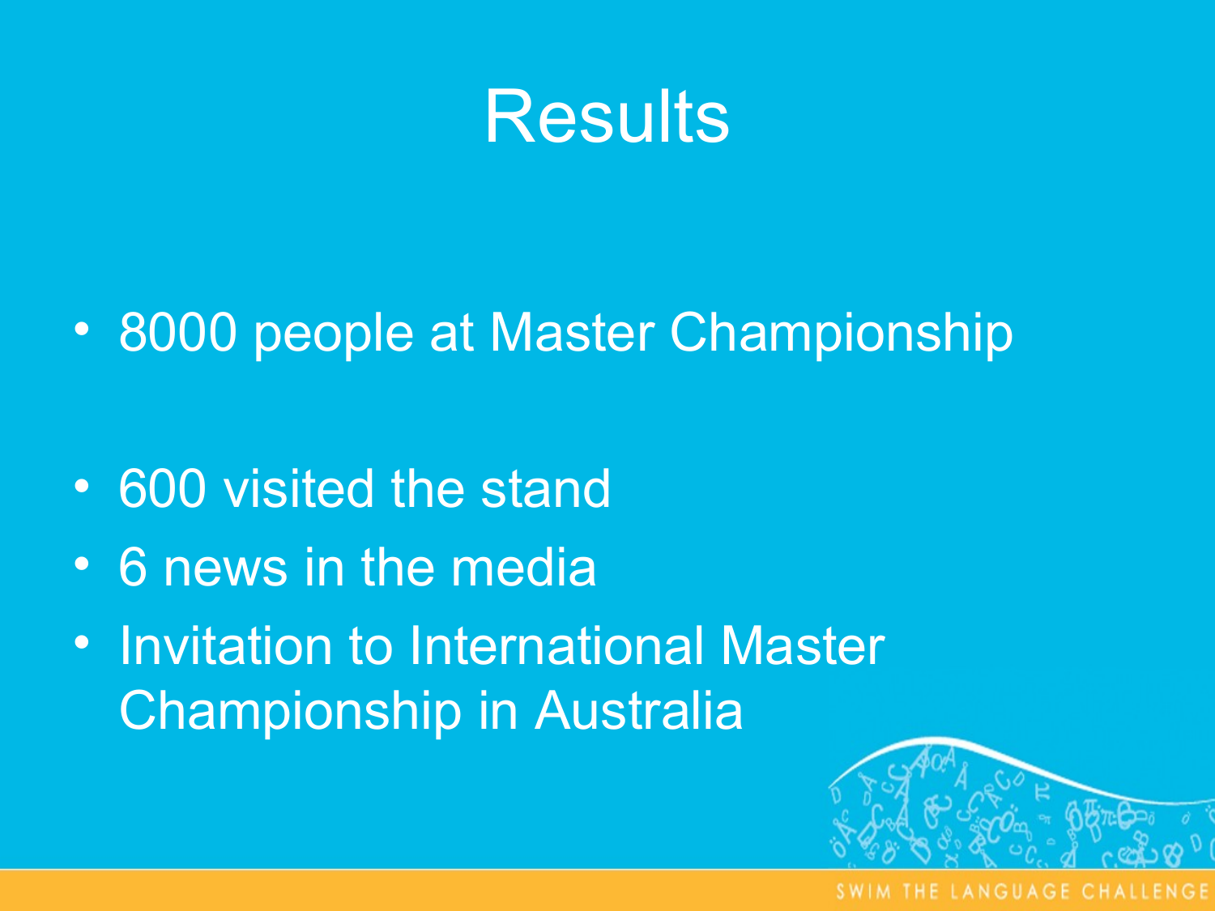# Results

- 8000 people at Master Championship
- 600 visited the stand
- 6 news in the media
- Invitation to International Master Championship in Australia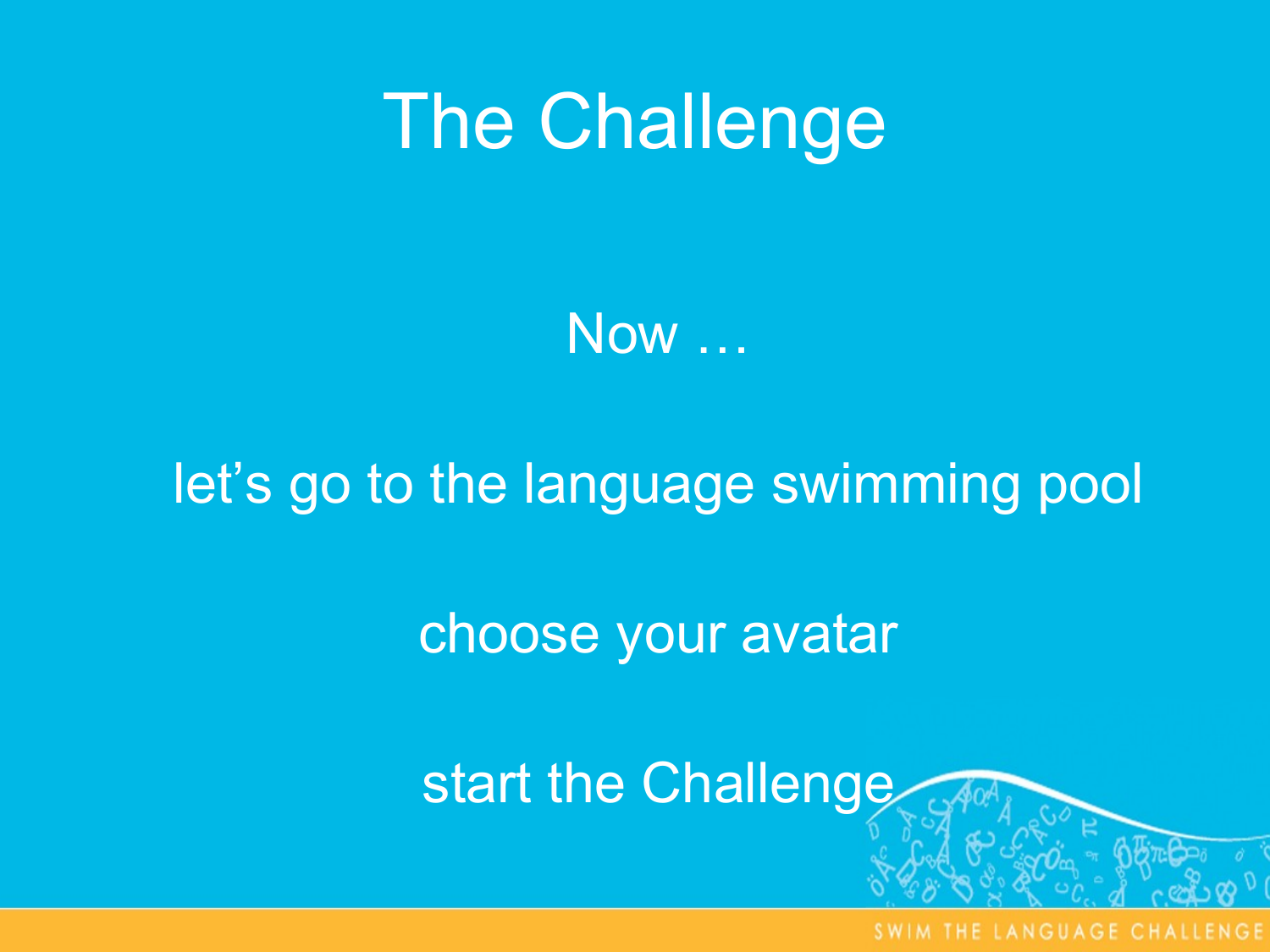# The Challenge

Now …

let's go to the language swimming pool

choose your avatar

start the Challenge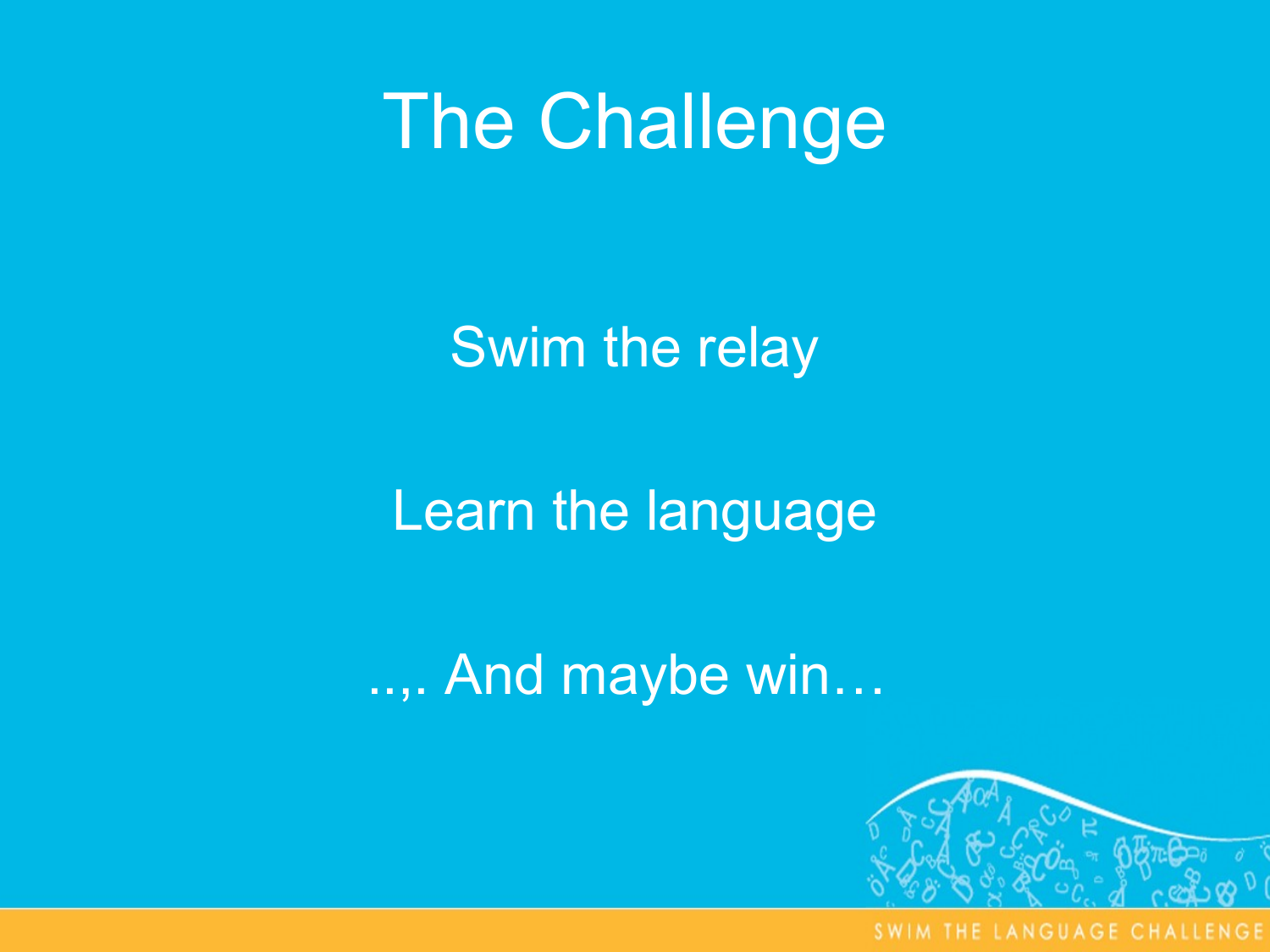# The Challenge

Swim the relay

Learn the language

..,. And maybe win…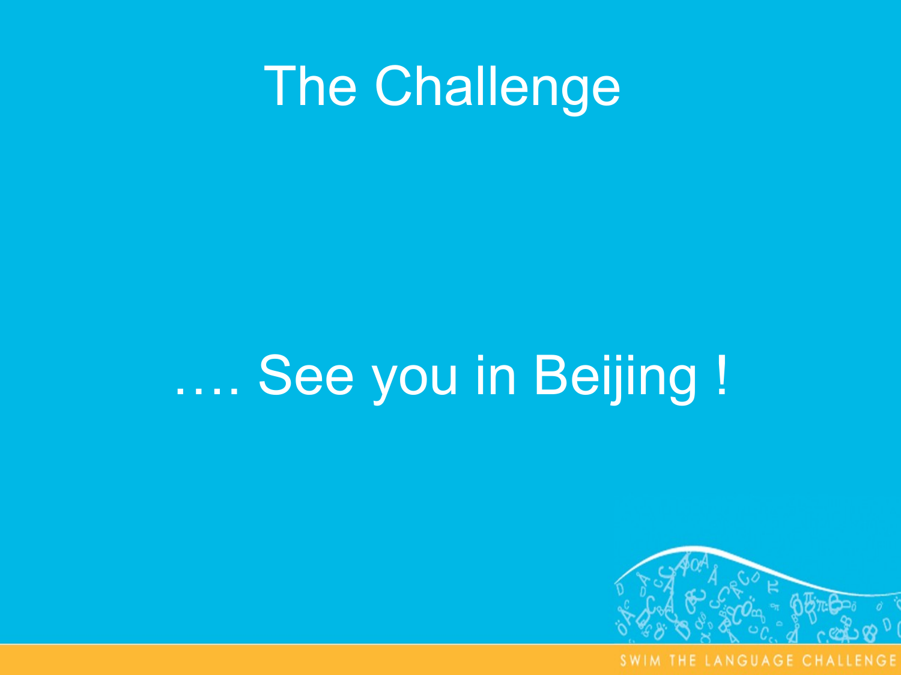# The Challenge

…. See you in Beijing !